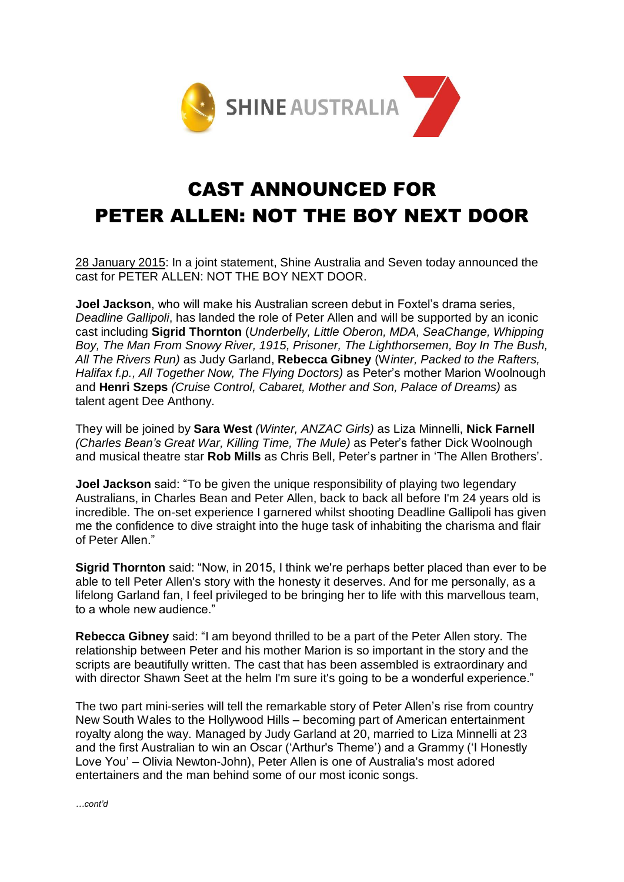SHINE AUSTRALIA

# CAST ANNOUNCED FOR PETER ALLEN: NOT THE BOY NEXT DOOR

28 January 2015: In a joint statement, Shine Australia and Seven today announced the cast for PETER ALLEN: NOT THE BOY NEXT DOOR.

**Joel Jackson**, who will make his Australian screen debut in Foxtel's drama series, *Deadline Gallipoli*, has landed the role of Peter Allen and will be supported by an iconic cast including **Sigrid Thornton** (*Underbelly, Little Oberon, MDA, SeaChange, Whipping Boy, The Man From Snowy River, 1915, Prisoner, The Lighthorsemen, Boy In The Bush, All The Rivers Run)* as Judy Garland, **Rebecca Gibney** (W*inter, Packed to the Rafters, Halifax f.p., All Together Now, The Flying Doctors)* as Peter's mother Marion Woolnough and **Henri Szeps** *(Cruise Control, Cabaret, Mother and Son, Palace of Dreams)* as talent agent Dee Anthony.

They will be joined by **Sara West** *(Winter, ANZAC Girls)* as Liza Minnelli, **Nick Farnell** *(Charles Bean's Great War, Killing Time, The Mule)* as Peter's father Dick Woolnough and musical theatre star **Rob Mills** as Chris Bell, Peter's partner in 'The Allen Brothers'.

**Joel Jackson** said: "To be given the unique responsibility of playing two legendary Australians, in Charles Bean and Peter Allen, back to back all before I'm 24 years old is incredible. The on-set experience I garnered whilst shooting Deadline Gallipoli has given me the confidence to dive straight into the huge task of inhabiting the charisma and flair of Peter Allen."

**Sigrid Thornton** said: "Now, in 2015, I think we're perhaps better placed than ever to be able to tell Peter Allen's story with the honesty it deserves. And for me personally, as a lifelong Garland fan, I feel privileged to be bringing her to life with this marvellous team, to a whole new audience."

**Rebecca Gibney** said: "I am beyond thrilled to be a part of the Peter Allen story. The relationship between Peter and his mother Marion is so important in the story and the scripts are beautifully written. The cast that has been assembled is extraordinary and with director Shawn Seet at the helm I'm sure it's going to be a wonderful experience."

The two part mini-series will tell the remarkable story of Peter Allen's rise from country New South Wales to the Hollywood Hills – becoming part of American entertainment royalty along the way. Managed by Judy Garland at 20, married to Liza Minnelli at 23 and the first Australian to win an Oscar ('Arthur's Theme') and a Grammy ('I Honestly Love You' – Olivia Newton-John), Peter Allen is one of Australia's most adored entertainers and the man behind some of our most iconic songs.

*…cont'd*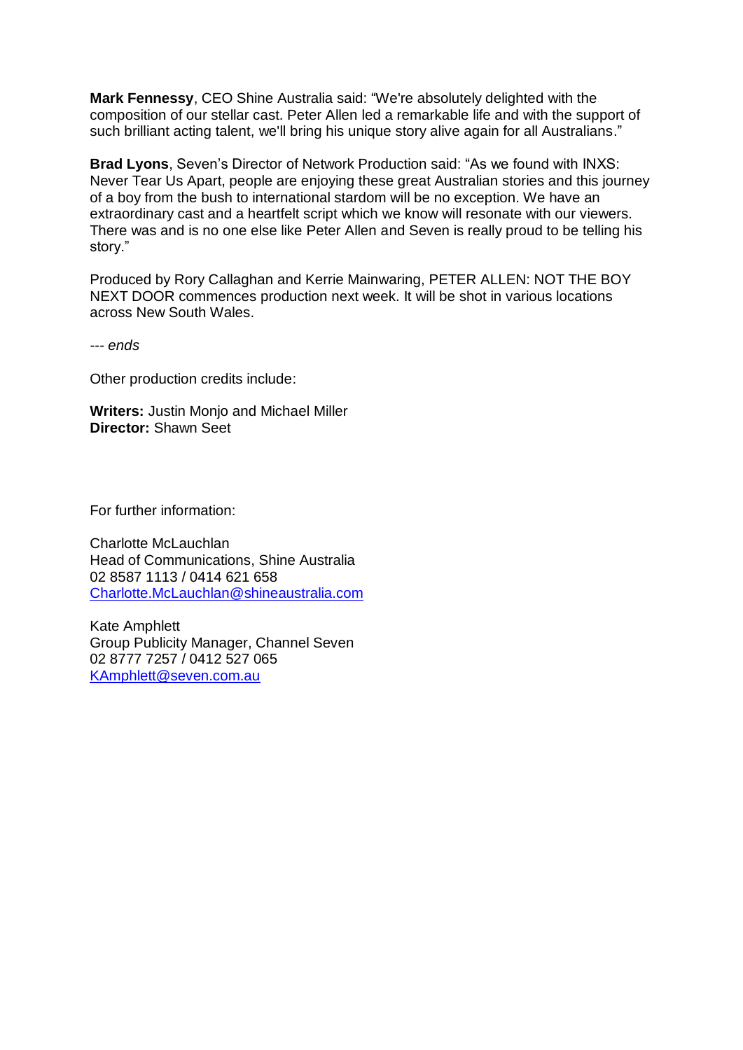**Mark Fennessy**, CEO Shine Australia said: “We're absolutely delighted with the composition of our stellar cast. Peter Allen led a remarkable life and with the support of such brilliant acting talent, we'll bring his unique story alive again for all Australians.”

**Brad Lyons**, Seven’s Director of Network Production said: “As we found with INXS: Never Tear Us Apart, people are enjoying these great Australian stories and this journey of a boy from the bush to international stardom will be no exception. We have an extraordinary cast and a heartfelt script which we know will resonate with our viewers. There was and is no one else like Peter Allen and Seven is really proud to be telling his story.”

Produced by Rory Callaghan and Kerrie Mainwaring, PETER ALLEN: NOT THE BOY NEXT DOOR commences production next week. It will be shot in various locations across New South Wales.

*--- ends*

Other production credits include:

**Writers:** Justin Monjo and Michael Miller
**Director:** Shawn Seet

For further information:

Charlotte McLauchlan
Head of Communications, Shine Australia
02 8587 1113 / 0414 621 658
Charlotte.McLauchlan@shineaustralia.com

Kate Amphlett
Group Publicity Manager, Channel Seven
02 8777 7257 / 0412 527 065
KAmphlett@seven.com.au